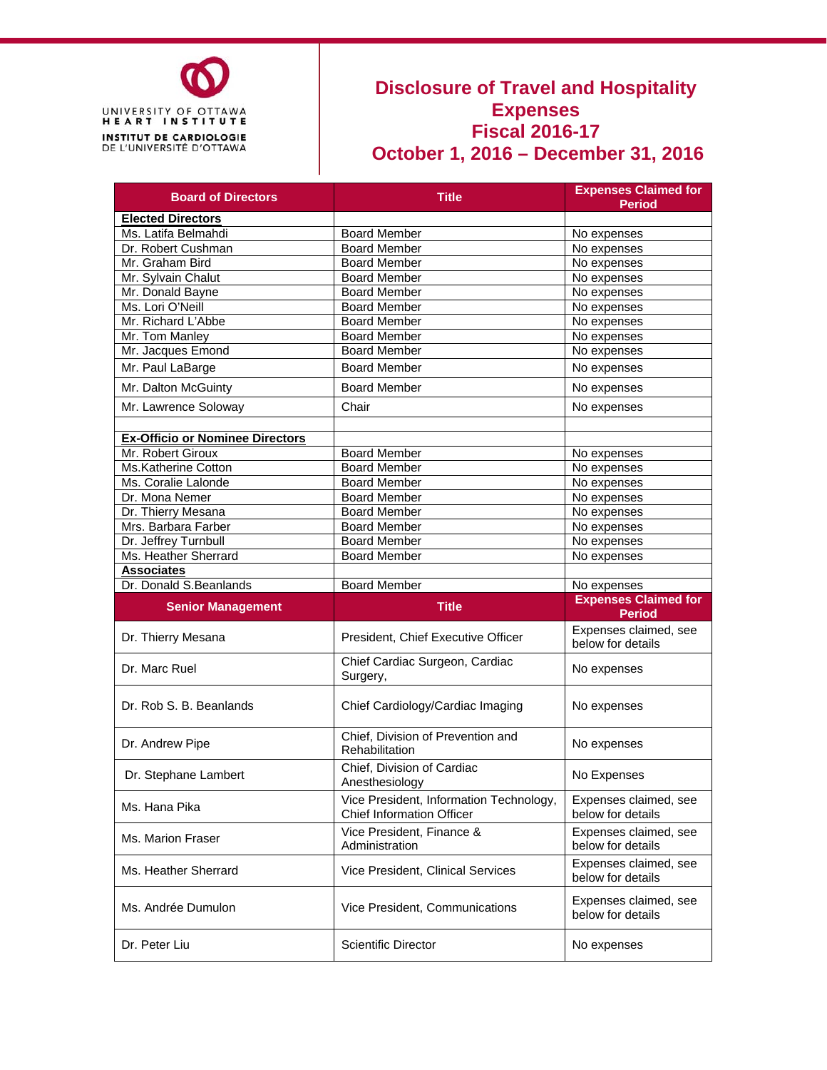UNIVERSITY OF OTTAWA HEART INSTITUTE
INSTITUT DE CARDIOLOGIE DE L'UNIVERSITÉ D'OTTAWA

# Disclosure of Travel and Hospitality Expenses
# Fiscal 2016-17
# October 1, 2016 – December 31, 2016

| Board of Directors | Title | Expenses Claimed for Period |
|---|---|---|
| **Elected Directors** | | |
| Ms. Latifa Belmahdi | Board Member | No expenses |
| Dr. Robert Cushman | Board Member | No expenses |
| Mr. Graham Bird | Board Member | No expenses |
| Mr. Sylvain Chalut | Board Member | No expenses |
| Mr. Donald Bayne | Board Member | No expenses |
| Ms. Lori O'Neill | Board Member | No expenses |
| Mr. Richard L'Abbe | Board Member | No expenses |
| Mr. Tom Manley | Board Member | No expenses |
| Mr. Jacques Emond | Board Member | No expenses |
| Mr. Paul LaBarge | Board Member | No expenses |
| Mr. Dalton McGuinty | Board Member | No expenses |
| Mr. Lawrence Soloway | Chair | No expenses |
| | | |
| **Ex-Officio or Nominee Directors** | | |
| Mr. Robert Giroux | Board Member | No expenses |
| Ms.Katherine Cotton | Board Member | No expenses |
| Ms. Coralie Lalonde | Board Member | No expenses |
| Dr. Mona Nemer | Board Member | No expenses |
| Dr. Thierry Mesana | Board Member | No expenses |
| Mrs. Barbara Farber | Board Member | No expenses |
| Dr. Jeffrey Turnbull | Board Member | No expenses |
| Ms. Heather Sherrard | Board Member | No expenses |
| **Associates** | | |
| Dr. Donald S.Beanlands | Board Member | No expenses |
| **Senior Management** | **Title** | **Expenses Claimed for Period** |
| Dr. Thierry Mesana | President, Chief Executive Officer | Expenses claimed, see below for details |
| Dr. Marc Ruel | Chief Cardiac Surgeon, Cardiac Surgery, | No expenses |
| Dr. Rob S. B. Beanlands | Chief Cardiology/Cardiac Imaging | No expenses |
| Dr. Andrew Pipe | Chief, Division of Prevention and Rehabilitation | No expenses |
| Dr. Stephane Lambert | Chief, Division of Cardiac Anesthesiology | No Expenses |
| Ms. Hana Pika | Vice President, Information Technology, Chief Information Officer | Expenses claimed, see below for details |
| Ms. Marion Fraser | Vice President, Finance & Administration | Expenses claimed, see below for details |
| Ms. Heather Sherrard | Vice President, Clinical Services | Expenses claimed, see below for details |
| Ms. Andrée Dumulon | Vice President, Communications | Expenses claimed, see below for details |
| Dr. Peter Liu | Scientific Director | No expenses |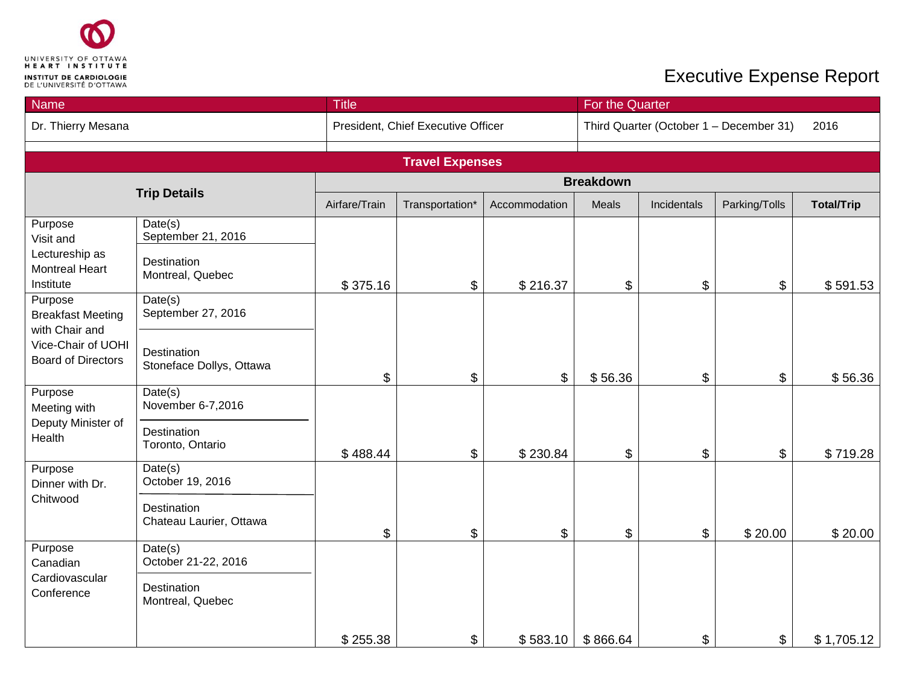UNIVERSITY OF OTTAWA HEART INSTITUTE
INSTITUT DE CARDIOLOGIE DE L'UNIVERSITÉ D'OTTAWA

# Executive Expense Report

| Name | Title | For the Quarter |
|---|---|---|
| Dr. Thierry Mesana | President, Chief Executive Officer | Third Quarter (October 1 – December 31) 2016 |

## Travel Expenses

| Trip Details | | Breakdown | | | | | | |
|---|---|---|---|---|---|---|---|---|
| | | Airfare/Train | Transportation* | Accommodation | Meals | Incidentals | Parking/Tolls | Total/Trip |
| Purpose<br>Visit and Lectureship as Montreal Heart Institute | Date(s)<br>September 21, 2016<br>Destination<br>Montreal, Quebec | $ 375.16 | $ | $ 216.37 | $ | $ | $ | $ 591.53 |
| Purpose<br>Breakfast Meeting with Chair and Vice-Chair of UOHI Board of Directors | Date(s)<br>September 27, 2016<br>Destination<br>Stoneface Dollys, Ottawa | $ | $ | $ | $ 56.36 | $ | $ | $ 56.36 |
| Purpose<br>Meeting with Deputy Minister of Health | Date(s)<br>November 6-7,2016<br>Destination<br>Toronto, Ontario | $ 488.44 | $ | $ 230.84 | $ | $ | $ | $ 719.28 |
| Purpose<br>Dinner with Dr. Chitwood | Date(s)<br>October 19, 2016<br>Destination<br>Chateau Laurier, Ottawa | $ | $ | $ | $ | $ | $ 20.00 | $ 20.00 |
| Purpose<br>Canadian Cardiovascular Conference | Date(s)<br>October 21-22, 2016<br>Destination<br>Montreal, Quebec | $ 255.38 | $ | $ 583.10 | $ 866.64 | $ | $ | $ 1,705.12 |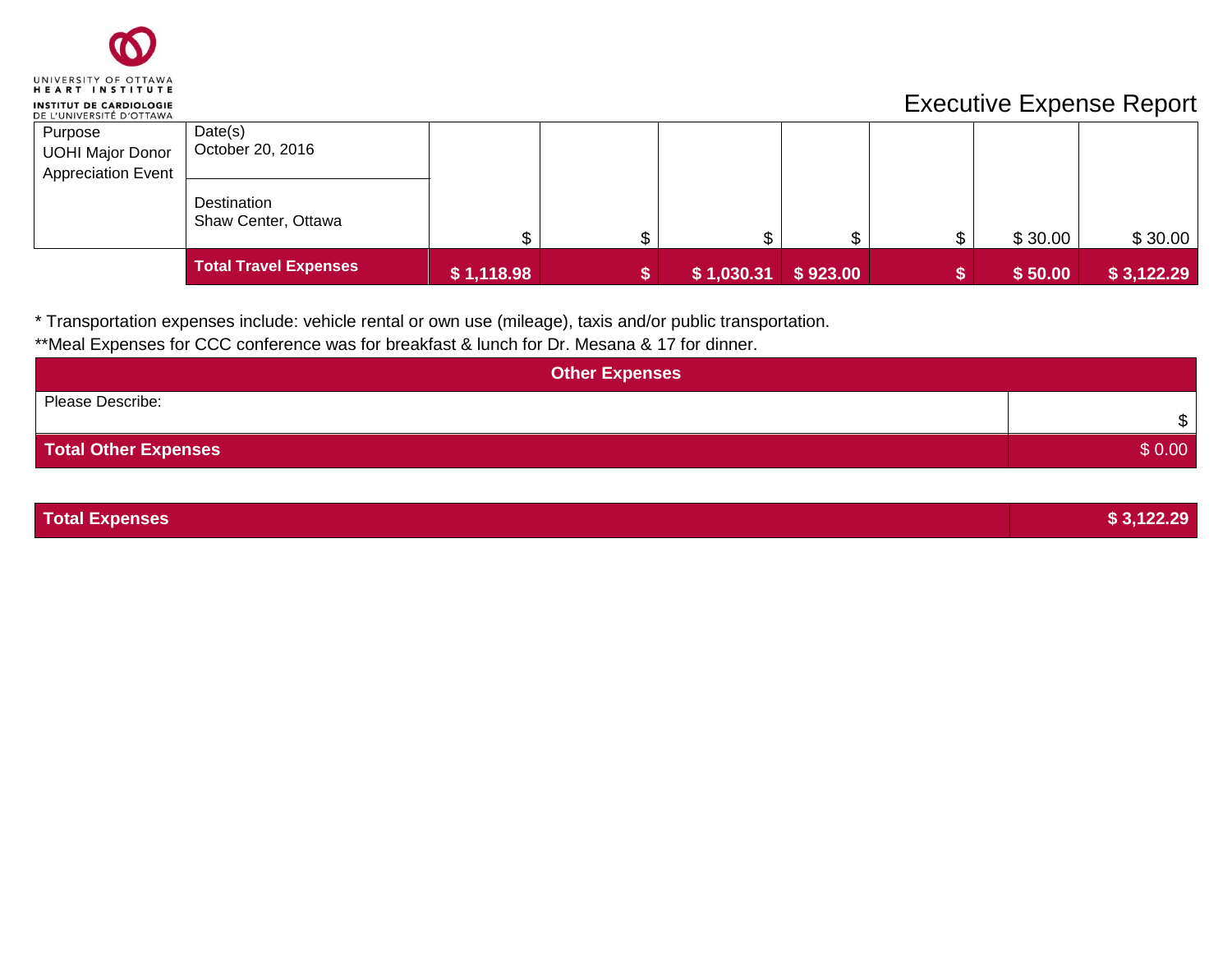Executive Expense Report

| Purpose | Date(s) | | | | | | | |
|---|---|---|---|---|---|---|---|---|
| UOHI Major Donor Appreciation Event | October 20, 2016 | | | | | | | |
| | Destination<br>Shaw Center, Ottawa | $ | $ | $ | $ | $ | $ 30.00 | $ 30.00 |
| | **Total Travel Expenses** | **$ 1,118.98** | **$** | **$ 1,030.31** | **$ 923.00** | **$** | **$ 50.00** | **$ 3,122.29** |

* Transportation expenses include: vehicle rental or own use (mileage), taxis and/or public transportation.

**Meal Expenses for CCC conference was for breakfast & lunch for Dr. Mesana & 17 for dinner.

| **Other Expenses** | |
|---|---|
| Please Describe: | $ |
| **Total Other Expenses** | $ 0.00 |

| **Total Expenses** | **$ 3,122.29** |
|---|---|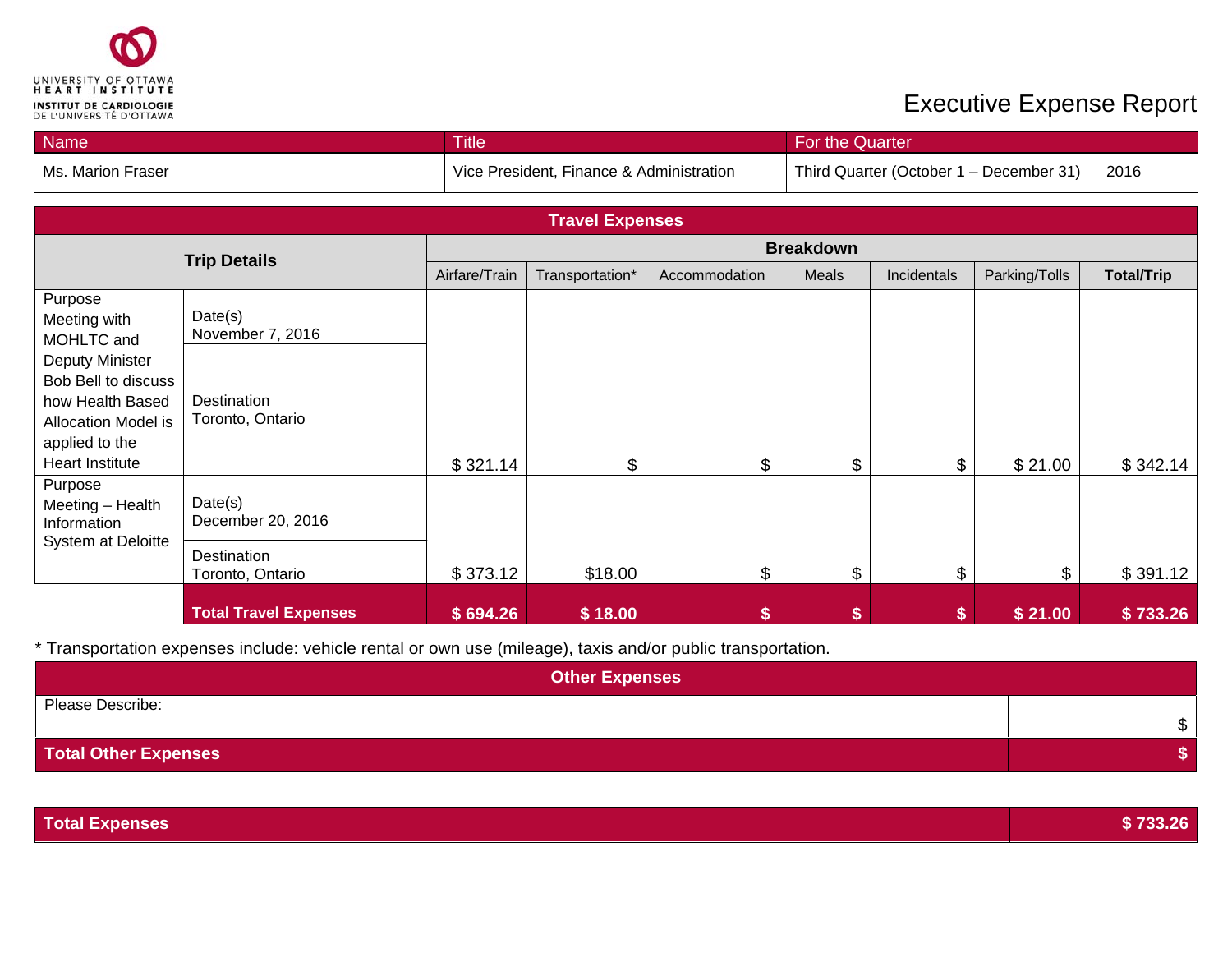UNIVERSITY OF OTTAWA HEART INSTITUTE
INSTITUT DE CARDIOLOGIE DE L'UNIVERSITÉ D'OTTAWA

# Executive Expense Report

| Name | Title | For the Quarter |
|---|---|---|
| Ms. Marion Fraser | Vice President, Finance & Administration | Third Quarter (October 1 – December 31) 2016 |

## Travel Expenses

| Trip Details | | Breakdown | | | | | | |
|---|---|---|---|---|---|---|---|---|
| | | Airfare/Train | Transportation* | Accommodation | Meals | Incidentals | Parking/Tolls | **Total/Trip** |
| Purpose: Meeting with MOHLTC and Deputy Minister Bob Bell to discuss how Health Based Allocation Model is applied to the Heart Institute | Date(s): November 7, 2016; Destination: Toronto, Ontario | $ 321.14 | $ | $ | $ | $ | $ 21.00 | $ 342.14 |
| Purpose: Meeting – Health Information System at Deloitte | Date(s): December 20, 2016; Destination: Toronto, Ontario | $ 373.12 | $18.00 | $ | $ | $ | $ | $ 391.12 |
| | **Total Travel Expenses** | **$ 694.26** | **$ 18.00** | **$** | **$** | **$** | **$ 21.00** | **$ 733.26** |

* Transportation expenses include: vehicle rental or own use (mileage), taxis and/or public transportation.

## Other Expenses

| Please Describe: | $ |
|---|---|
| **Total Other Expenses** | **$** |

| **Total Expenses** | **$ 733.26** |
|---|---|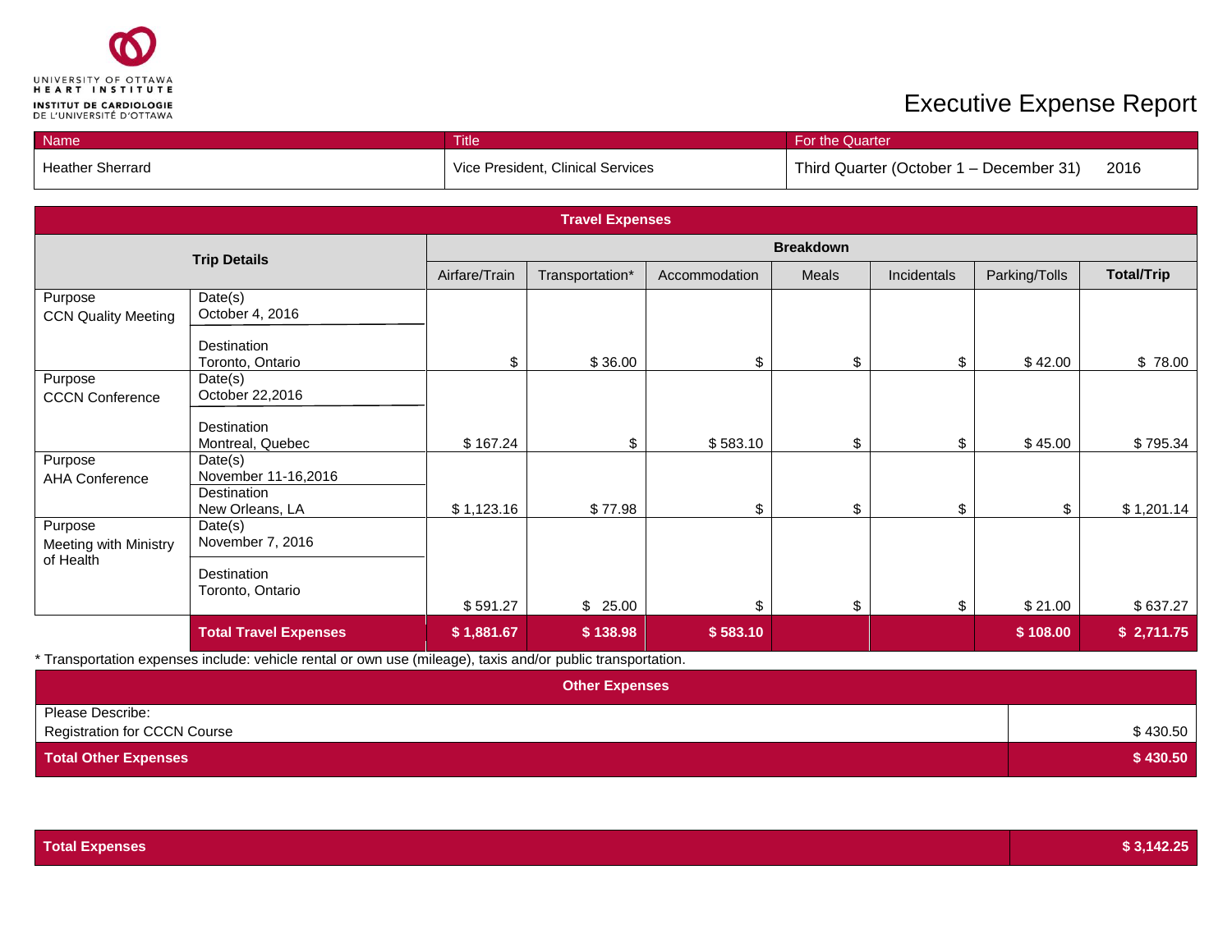UNIVERSITY OF OTTAWA HEART INSTITUTE
INSTITUT DE CARDIOLOGIE DE L'UNIVERSITÉ D'OTTAWA

# Executive Expense Report

| Name | Title | For the Quarter |
|---|---|---|
| Heather Sherrard | Vice President, Clinical Services | Third Quarter (October 1 – December 31) 2016 |

## Travel Expenses

| Trip Details | | Breakdown | | | | | | |
|---|---|---|---|---|---|---|---|---|
| | | Airfare/Train | Transportation* | Accommodation | Meals | Incidentals | Parking/Tolls | **Total/Trip** |
| Purpose<br>CCN Quality Meeting | Date(s)<br>October 4, 2016<br>Destination<br>Toronto, Ontario | $ | $ 36.00 | $ | $ | $ | $ 42.00 | $ 78.00 |
| Purpose<br>CCCN Conference | Date(s)<br>October 22,2016<br>Destination<br>Montreal, Quebec | $ 167.24 | $ | $ 583.10 | $ | $ | $ 45.00 | $ 795.34 |
| Purpose<br>AHA Conference | Date(s)<br>November 11-16,2016<br>Destination<br>New Orleans, LA | $ 1,123.16 | $ 77.98 | $ | $ | $ | $ | $ 1,201.14 |
| Purpose<br>Meeting with Ministry of Health | Date(s)<br>November 7, 2016<br>Destination<br>Toronto, Ontario | $ 591.27 | $ 25.00 | $ | $ | $ | $ 21.00 | $ 637.27 |
| | **Total Travel Expenses** | **$ 1,881.67** | **$ 138.98** | **$ 583.10** | | | **$ 108.00** | **$ 2,711.75** |

* Transportation expenses include: vehicle rental or own use (mileage), taxis and/or public transportation.

## Other Expenses

| Please Describe: | |
|---|---|
| Registration for CCCN Course | $ 430.50 |
| **Total Other Expenses** | **$ 430.50** |

| **Total Expenses** | **$ 3,142.25** |
|---|---|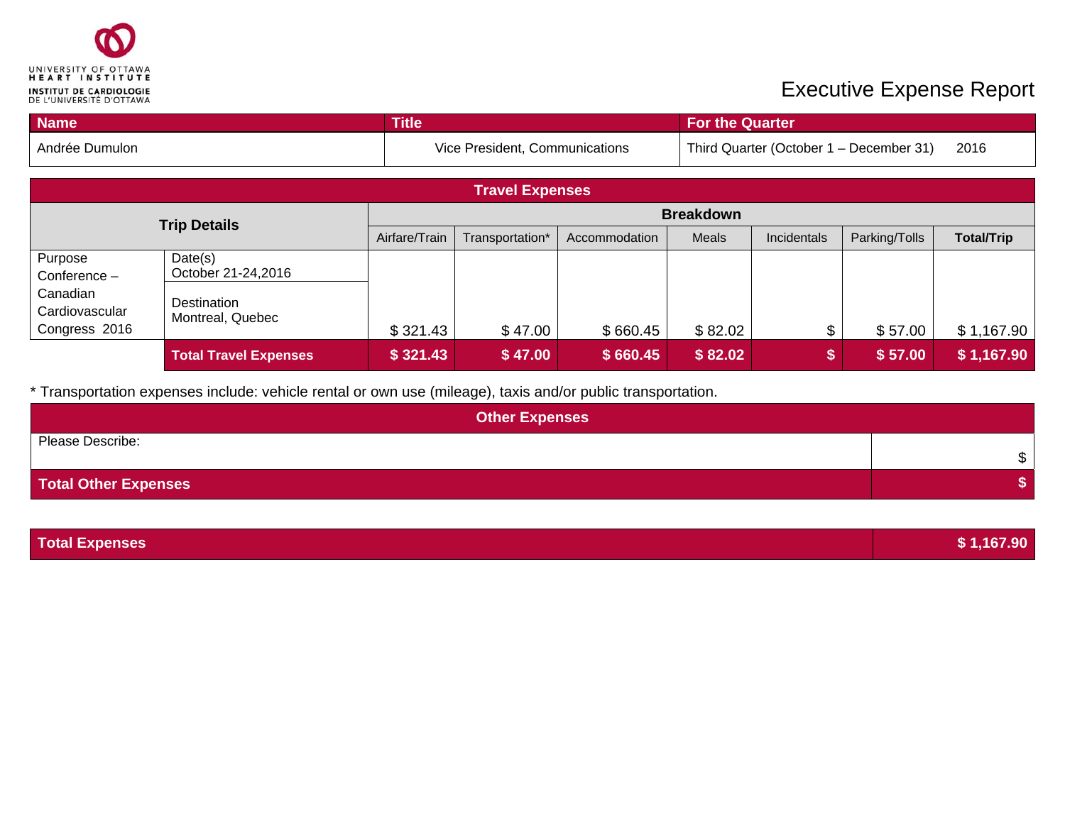UNIVERSITY OF OTTAWA HEART INSTITUTE
INSTITUT DE CARDIOLOGIE DE L'UNIVERSITÉ D'OTTAWA

# Executive Expense Report

| Name | Title | For the Quarter |
|---|---|---|
| Andrée Dumulon | Vice President, Communications | Third Quarter (October 1 – December 31) 2016 |

| Travel Expenses | | | | | | | | |
|---|---|---|---|---|---|---|---|---|
| **Trip Details** | | **Breakdown** | | | | | | |
| | | Airfare/Train | Transportation* | Accommodation | Meals | Incidentals | Parking/Tolls | **Total/Trip** |
| Purpose Conference – Canadian Cardiovascular Congress 2016 | Date(s) October 21-24,2016; Destination Montreal, Quebec | $ 321.43 | $ 47.00 | $ 660.45 | $ 82.02 | $ | $ 57.00 | $ 1,167.90 |
| | **Total Travel Expenses** | **$ 321.43** | **$ 47.00** | **$ 660.45** | **$ 82.02** | **$** | **$ 57.00** | **$ 1,167.90** |

* Transportation expenses include: vehicle rental or own use (mileage), taxis and/or public transportation.

| Other Expenses | |
|---|---|
| Please Describe: | $ |
| **Total Other Expenses** | **$** |

| **Total Expenses** | **$ 1,167.90** |
|---|---|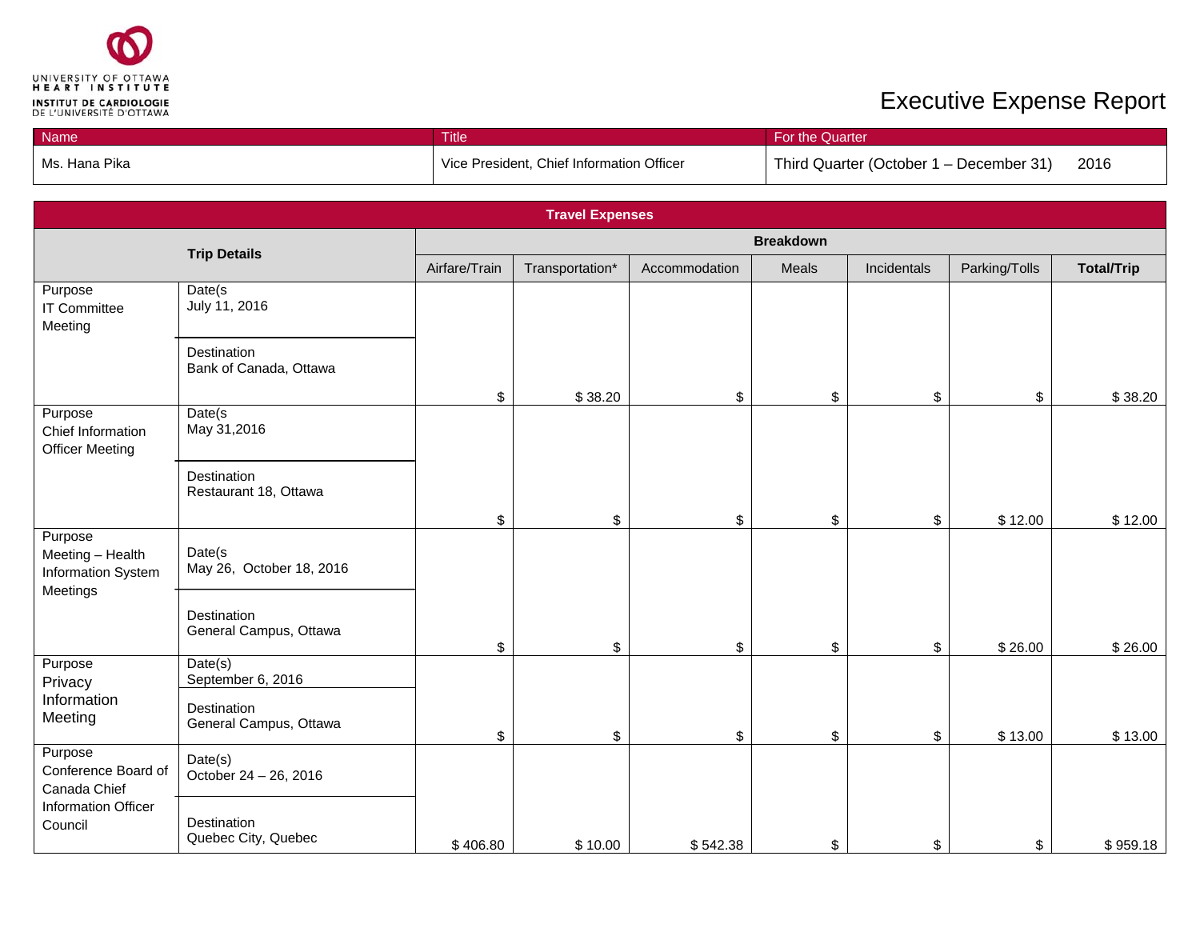UNIVERSITY OF OTTAWA HEART INSTITUTE
INSTITUT DE CARDIOLOGIE DE L'UNIVERSITÉ D'OTTAWA

# Executive Expense Report

| Name | Title | For the Quarter |
|---|---|---|
| Ms. Hana Pika | Vice President, Chief Information Officer | Third Quarter (October 1 – December 31) 2016 |

**Travel Expenses**

| Trip Details | | Breakdown | | | | | | |
|---|---|---|---|---|---|---|---|---|
| | | Airfare/Train | Transportation* | Accommodation | Meals | Incidentals | Parking/Tolls | **Total/Trip** |
| Purpose<br>IT Committee Meeting | Date(s<br>July 11, 2016<br><br>Destination<br>Bank of Canada, Ottawa | $ | $ 38.20 | $ | $ | $ | $ | $ 38.20 |
| Purpose<br>Chief Information Officer Meeting | Date(s<br>May 31,2016<br><br>Destination<br>Restaurant 18, Ottawa | $ | $ | $ | $ | $ | $ 12.00 | $ 12.00 |
| Purpose<br>Meeting – Health Information System Meetings | Date(s<br>May 26, October 18, 2016<br><br>Destination<br>General Campus, Ottawa | $ | $ | $ | $ | $ | $ 26.00 | $ 26.00 |
| Purpose<br>Privacy Information Meeting | Date(s)<br>September 6, 2016<br><br>Destination<br>General Campus, Ottawa | $ | $ | $ | $ | $ | $ 13.00 | $ 13.00 |
| Purpose<br>Conference Board of Canada Chief Information Officer Council | Date(s)<br>October 24 – 26, 2016<br><br>Destination<br>Quebec City, Quebec | $ 406.80 | $ 10.00 | $ 542.38 | $ | $ | $ | $ 959.18 |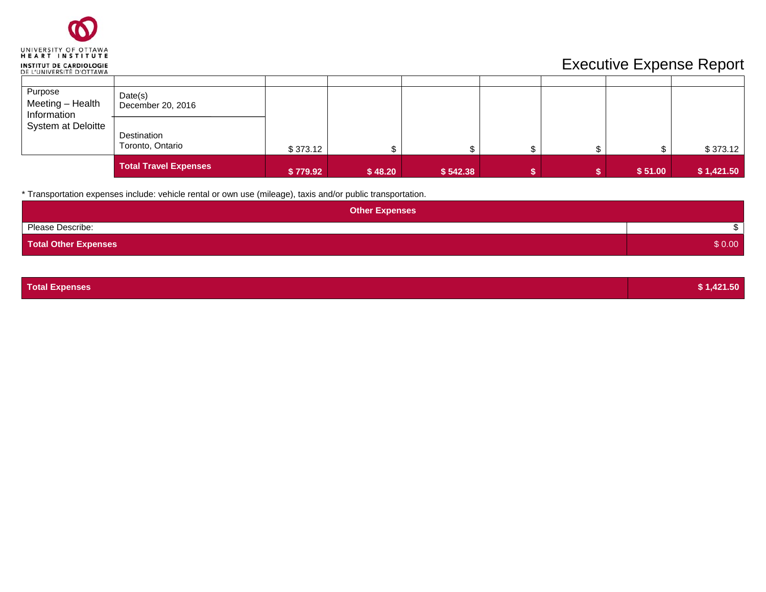UNIVERSITY OF OTTAWA HEART INSTITUTE
INSTITUT DE CARDIOLOGIE DE L'UNIVERSITÉ D'OTTAWA

# Executive Expense Report

| | | | | | | | | |
|---|---|---|---|---|---|---|---|---|
| | | | | | | | | |
| Purpose Meeting – Health Information System at Deloitte | Date(s) December 20, 2016 Destination Toronto, Ontario | $ 373.12 | $ | $ | $ | $ | $ | $ 373.12 |
| | **Total Travel Expenses** | **$ 779.92** | **$ 48.20** | **$ 542.38** | **$** | **$** | **$ 51.00** | **$ 1,421.50** |

* Transportation expenses include: vehicle rental or own use (mileage), taxis and/or public transportation.

| **Other Expenses** | |
|---|---|
| Please Describe: | $ |
| **Total Other Expenses** | $ 0.00 |

| | |
|---|---|
| **Total Expenses** | **$ 1,421.50** |